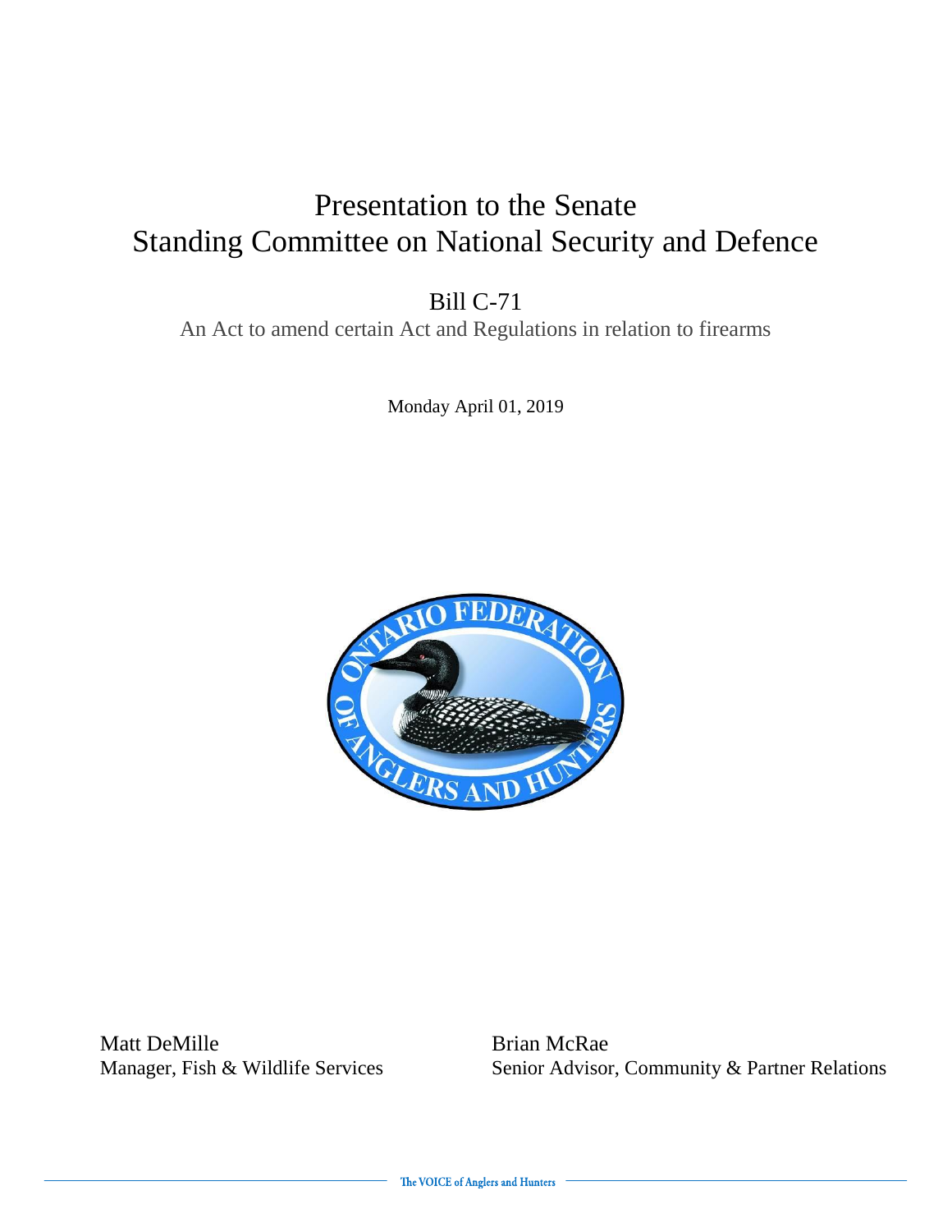# Presentation to the Senate Standing Committee on National Security and Defence

## Bill C-71

An Act to amend certain Act and Regulations in relation to firearms

Monday April 01, 2019

Matt DeMille
Manager, Fish & Wildlife Services

Brian McRae
Senior Advisor, Community & Partner Relations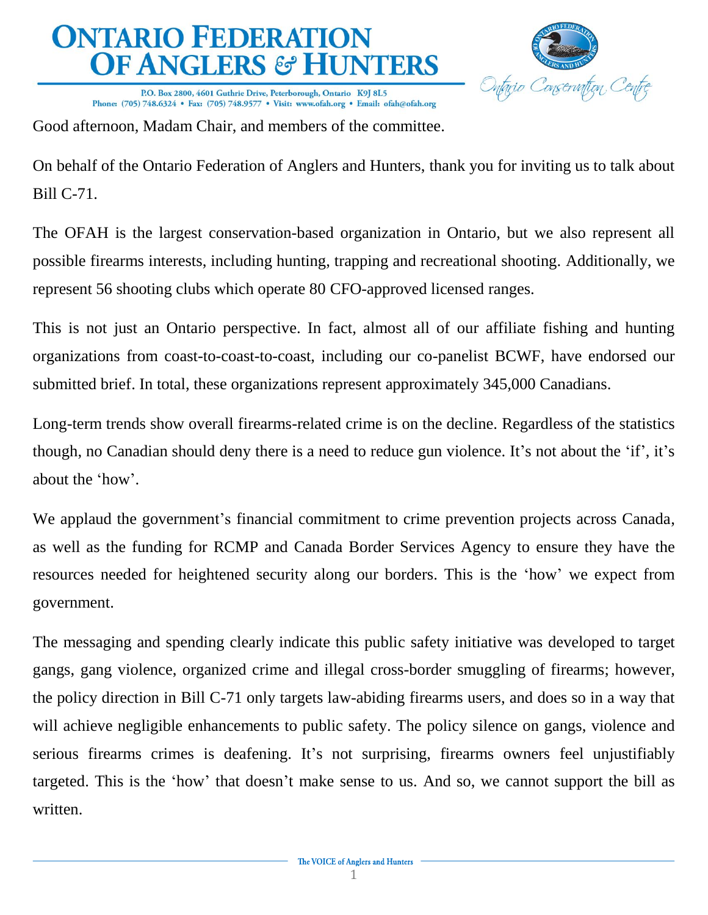Good afternoon, Madam Chair, and members of the committee.

On behalf of the Ontario Federation of Anglers and Hunters, thank you for inviting us to talk about Bill C-71.

The OFAH is the largest conservation-based organization in Ontario, but we also represent all possible firearms interests, including hunting, trapping and recreational shooting. Additionally, we represent 56 shooting clubs which operate 80 CFO-approved licensed ranges.

This is not just an Ontario perspective. In fact, almost all of our affiliate fishing and hunting organizations from coast-to-coast-to-coast, including our co-panelist BCWF, have endorsed our submitted brief. In total, these organizations represent approximately 345,000 Canadians.

Long-term trends show overall firearms-related crime is on the decline. Regardless of the statistics though, no Canadian should deny there is a need to reduce gun violence. It's not about the 'if', it's about the 'how'.

We applaud the government's financial commitment to crime prevention projects across Canada, as well as the funding for RCMP and Canada Border Services Agency to ensure they have the resources needed for heightened security along our borders. This is the 'how' we expect from government.

The messaging and spending clearly indicate this public safety initiative was developed to target gangs, gang violence, organized crime and illegal cross-border smuggling of firearms; however, the policy direction in Bill C-71 only targets law-abiding firearms users, and does so in a way that will achieve negligible enhancements to public safety. The policy silence on gangs, violence and serious firearms crimes is deafening. It's not surprising, firearms owners feel unjustifiably targeted. This is the 'how' that doesn't make sense to us. And so, we cannot support the bill as written.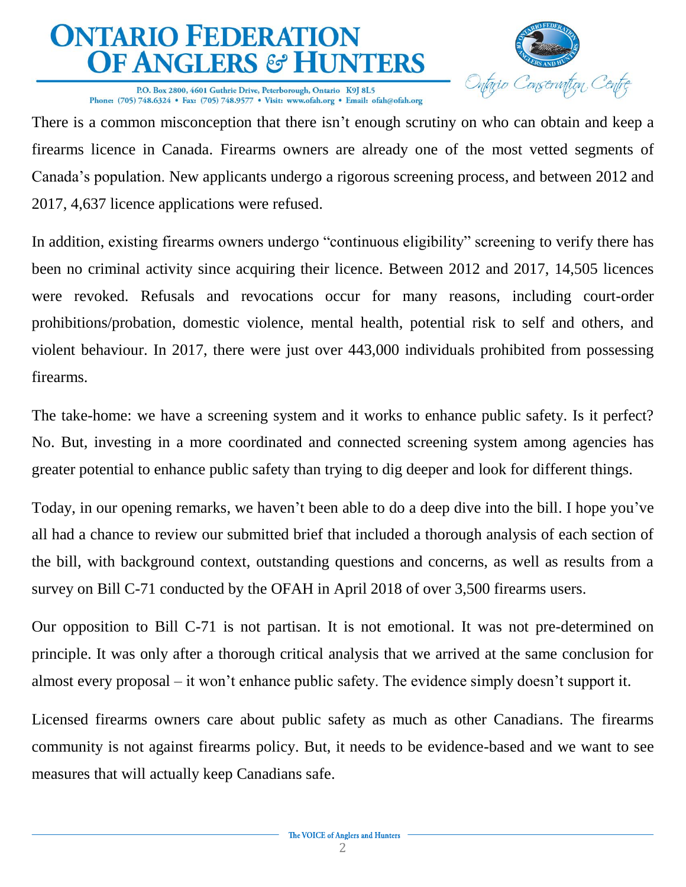There is a common misconception that there isn't enough scrutiny on who can obtain and keep a firearms licence in Canada. Firearms owners are already one of the most vetted segments of Canada's population. New applicants undergo a rigorous screening process, and between 2012 and 2017, 4,637 licence applications were refused.

In addition, existing firearms owners undergo "continuous eligibility" screening to verify there has been no criminal activity since acquiring their licence. Between 2012 and 2017, 14,505 licences were revoked. Refusals and revocations occur for many reasons, including court-order prohibitions/probation, domestic violence, mental health, potential risk to self and others, and violent behaviour. In 2017, there were just over 443,000 individuals prohibited from possessing firearms.

The take-home: we have a screening system and it works to enhance public safety. Is it perfect? No. But, investing in a more coordinated and connected screening system among agencies has greater potential to enhance public safety than trying to dig deeper and look for different things.

Today, in our opening remarks, we haven't been able to do a deep dive into the bill. I hope you've all had a chance to review our submitted brief that included a thorough analysis of each section of the bill, with background context, outstanding questions and concerns, as well as results from a survey on Bill C-71 conducted by the OFAH in April 2018 of over 3,500 firearms users.

Our opposition to Bill C-71 is not partisan. It is not emotional. It was not pre-determined on principle. It was only after a thorough critical analysis that we arrived at the same conclusion for almost every proposal – it won't enhance public safety. The evidence simply doesn't support it.

Licensed firearms owners care about public safety as much as other Canadians. The firearms community is not against firearms policy. But, it needs to be evidence-based and we want to see measures that will actually keep Canadians safe.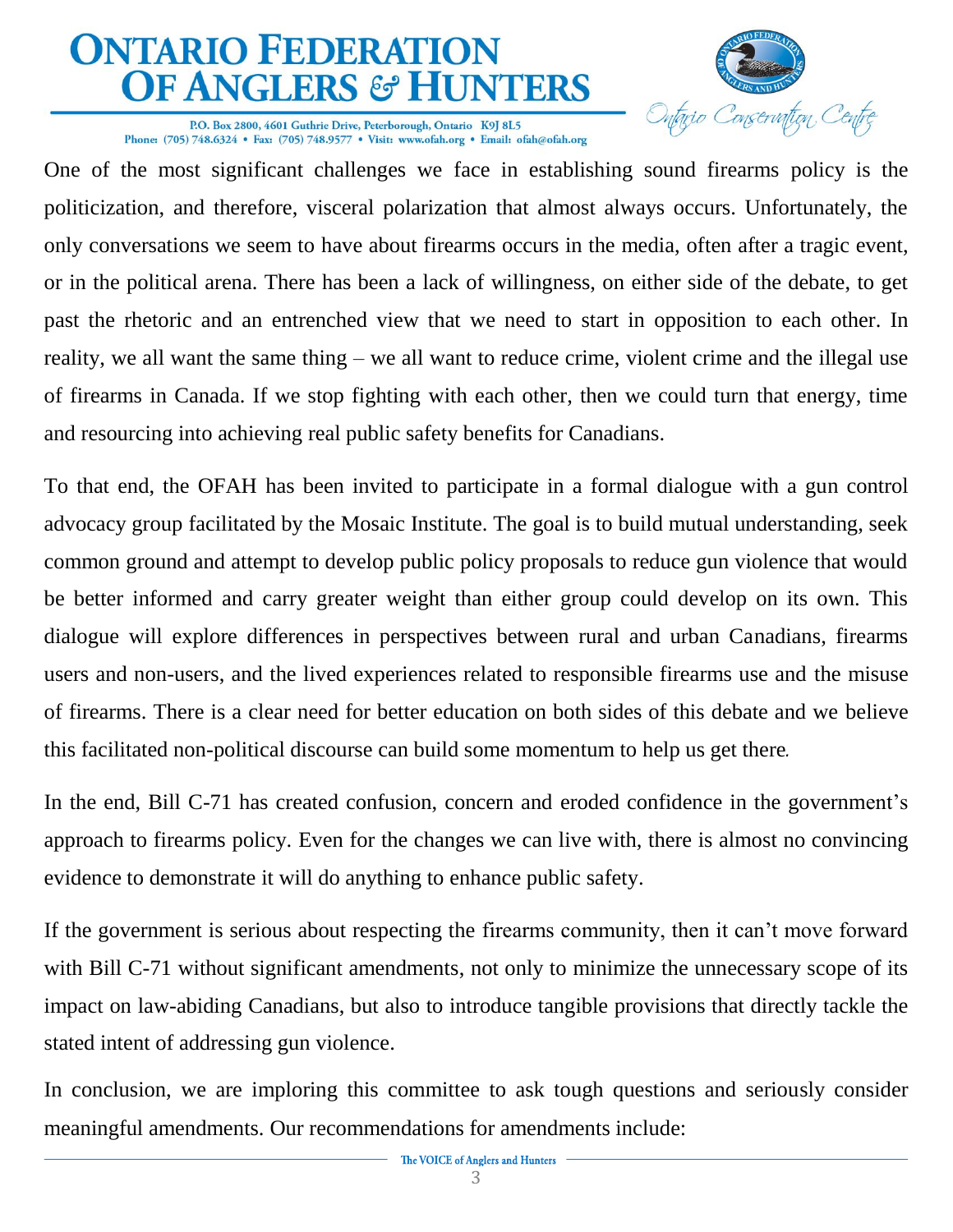One of the most significant challenges we face in establishing sound firearms policy is the politicization, and therefore, visceral polarization that almost always occurs. Unfortunately, the only conversations we seem to have about firearms occurs in the media, often after a tragic event, or in the political arena. There has been a lack of willingness, on either side of the debate, to get past the rhetoric and an entrenched view that we need to start in opposition to each other. In reality, we all want the same thing – we all want to reduce crime, violent crime and the illegal use of firearms in Canada. If we stop fighting with each other, then we could turn that energy, time and resourcing into achieving real public safety benefits for Canadians.

To that end, the OFAH has been invited to participate in a formal dialogue with a gun control advocacy group facilitated by the Mosaic Institute. The goal is to build mutual understanding, seek common ground and attempt to develop public policy proposals to reduce gun violence that would be better informed and carry greater weight than either group could develop on its own. This dialogue will explore differences in perspectives between rural and urban Canadians, firearms users and non-users, and the lived experiences related to responsible firearms use and the misuse of firearms. There is a clear need for better education on both sides of this debate and we believe this facilitated non-political discourse can build some momentum to help us get there.

In the end, Bill C-71 has created confusion, concern and eroded confidence in the government's approach to firearms policy. Even for the changes we can live with, there is almost no convincing evidence to demonstrate it will do anything to enhance public safety.

If the government is serious about respecting the firearms community, then it can't move forward with Bill C-71 without significant amendments, not only to minimize the unnecessary scope of its impact on law-abiding Canadians, but also to introduce tangible provisions that directly tackle the stated intent of addressing gun violence.

In conclusion, we are imploring this committee to ask tough questions and seriously consider meaningful amendments. Our recommendations for amendments include: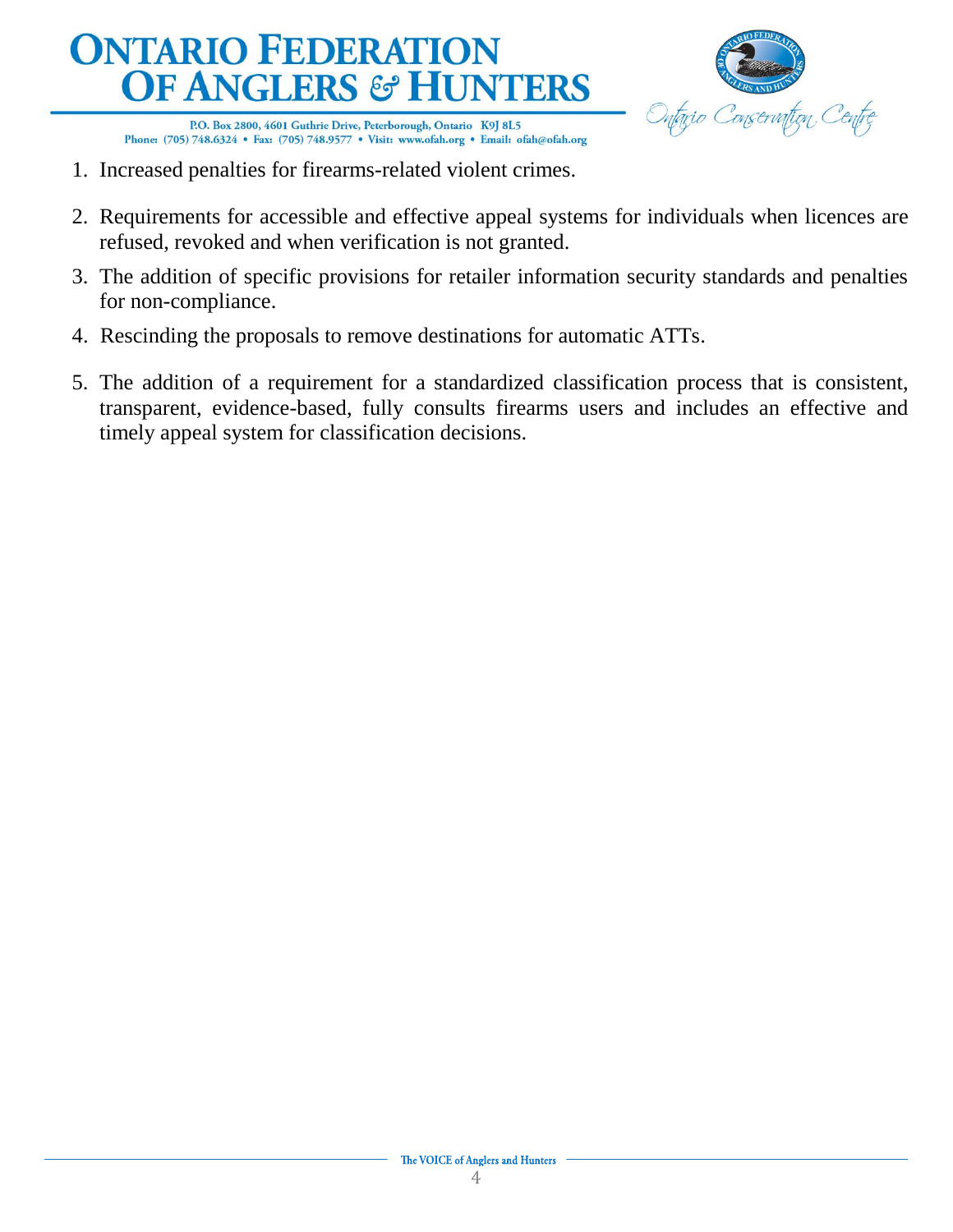1. Increased penalties for firearms-related violent crimes.
2. Requirements for accessible and effective appeal systems for individuals when licences are refused, revoked and when verification is not granted.
3. The addition of specific provisions for retailer information security standards and penalties for non-compliance.
4. Rescinding the proposals to remove destinations for automatic ATTs.
5. The addition of a requirement for a standardized classification process that is consistent, transparent, evidence-based, fully consults firearms users and includes an effective and timely appeal system for classification decisions.